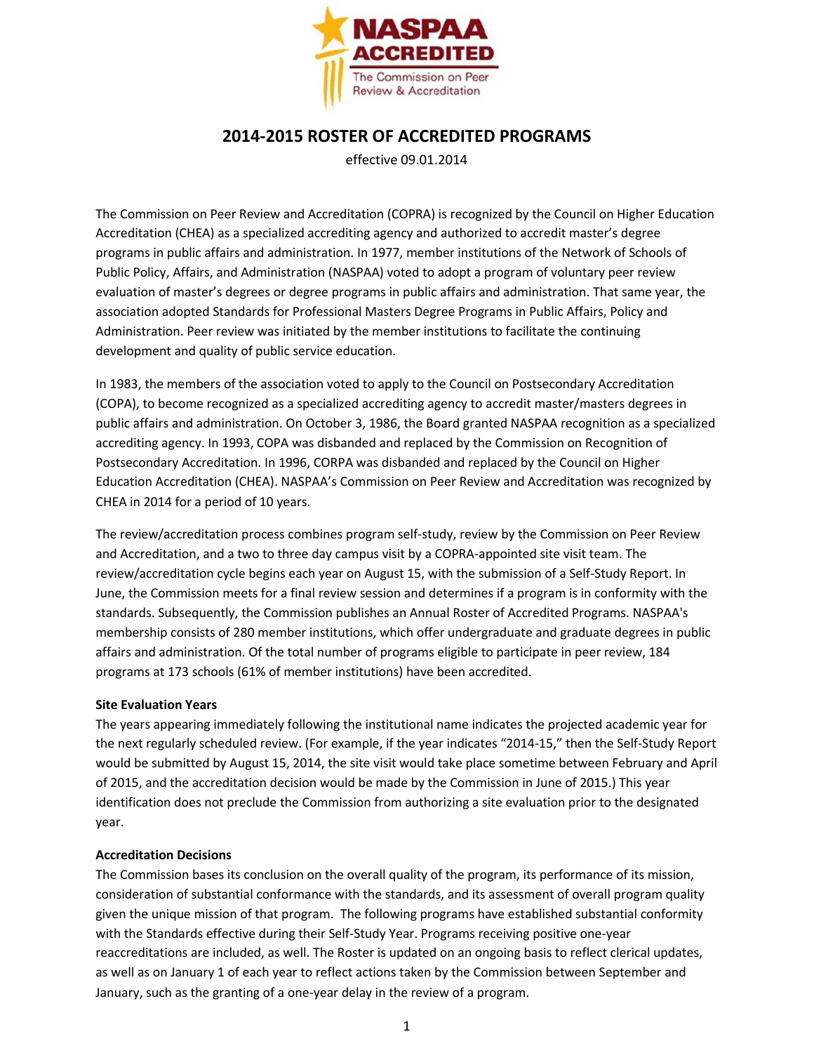# 2014-2015 ROSTER OF ACCREDITED PROGRAMS

effective 09.01.2014

The Commission on Peer Review and Accreditation (COPRA) is recognized by the Council on Higher Education Accreditation (CHEA) as a specialized accrediting agency and authorized to accredit master's degree programs in public affairs and administration. In 1977, member institutions of the Network of Schools of Public Policy, Affairs, and Administration (NASPAA) voted to adopt a program of voluntary peer review evaluation of master's degrees or degree programs in public affairs and administration. That same year, the association adopted Standards for Professional Masters Degree Programs in Public Affairs, Policy and Administration. Peer review was initiated by the member institutions to facilitate the continuing development and quality of public service education.

In 1983, the members of the association voted to apply to the Council on Postsecondary Accreditation (COPA), to become recognized as a specialized accrediting agency to accredit master/masters degrees in public affairs and administration. On October 3, 1986, the Board granted NASPAA recognition as a specialized accrediting agency. In 1993, COPA was disbanded and replaced by the Commission on Recognition of Postsecondary Accreditation. In 1996, CORPA was disbanded and replaced by the Council on Higher Education Accreditation (CHEA). NASPAA's Commission on Peer Review and Accreditation was recognized by CHEA in 2014 for a period of 10 years.

The review/accreditation process combines program self-study, review by the Commission on Peer Review and Accreditation, and a two to three day campus visit by a COPRA-appointed site visit team. The review/accreditation cycle begins each year on August 15, with the submission of a Self-Study Report. In June, the Commission meets for a final review session and determines if a program is in conformity with the standards. Subsequently, the Commission publishes an Annual Roster of Accredited Programs. NASPAA's membership consists of 280 member institutions, which offer undergraduate and graduate degrees in public affairs and administration. Of the total number of programs eligible to participate in peer review, 184 programs at 173 schools (61% of member institutions) have been accredited.

**Site Evaluation Years**

The years appearing immediately following the institutional name indicates the projected academic year for the next regularly scheduled review. (For example, if the year indicates "2014-15," then the Self-Study Report would be submitted by August 15, 2014, the site visit would take place sometime between February and April of 2015, and the accreditation decision would be made by the Commission in June of 2015.) This year identification does not preclude the Commission from authorizing a site evaluation prior to the designated year.

**Accreditation Decisions**

The Commission bases its conclusion on the overall quality of the program, its performance of its mission, consideration of substantial conformance with the standards, and its assessment of overall program quality given the unique mission of that program. The following programs have established substantial conformity with the Standards effective during their Self-Study Year. Programs receiving positive one-year reaccreditations are included, as well. The Roster is updated on an ongoing basis to reflect clerical updates, as well as on January 1 of each year to reflect actions taken by the Commission between September and January, such as the granting of a one-year delay in the review of a program.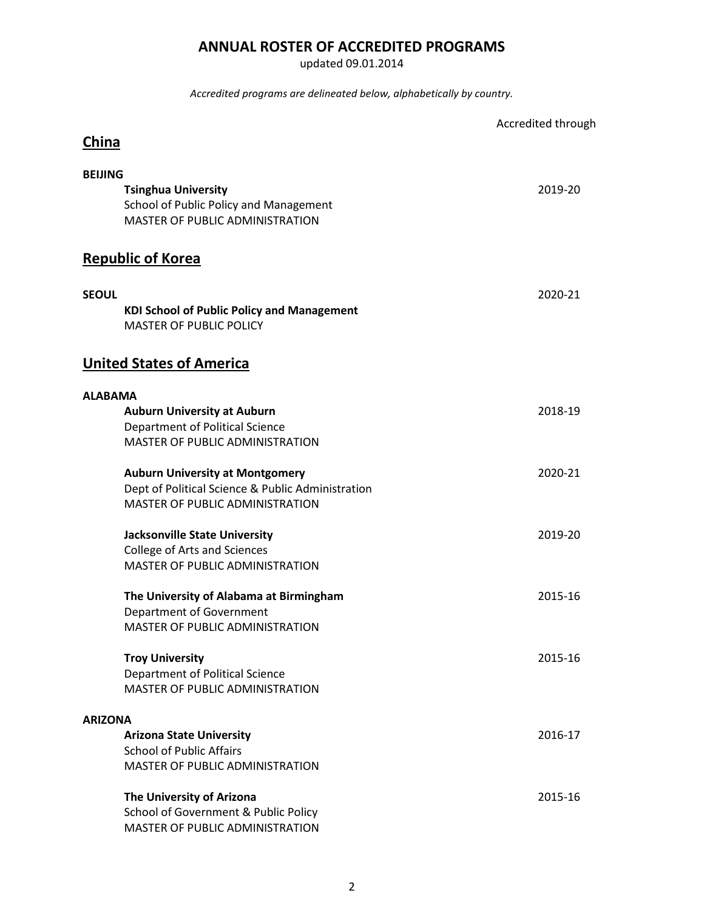# ANNUAL ROSTER OF ACCREDITED PROGRAMS

updated 09.01.2014

*Accredited programs are delineated below, alphabetically by country.*

Accredited through

## China

**BEIJING**

**Tsinghua University** — 2019-20
School of Public Policy and Management
MASTER OF PUBLIC ADMINISTRATION

## Republic of Korea

**SEOUL** — 2020-21

**KDI School of Public Policy and Management**
MASTER OF PUBLIC POLICY

## United States of America

**ALABAMA**

**Auburn University at Auburn** — 2018-19
Department of Political Science
MASTER OF PUBLIC ADMINISTRATION

**Auburn University at Montgomery** — 2020-21
Dept of Political Science & Public Administration
MASTER OF PUBLIC ADMINISTRATION

**Jacksonville State University** — 2019-20
College of Arts and Sciences
MASTER OF PUBLIC ADMINISTRATION

**The University of Alabama at Birmingham** — 2015-16
Department of Government
MASTER OF PUBLIC ADMINISTRATION

**Troy University** — 2015-16
Department of Political Science
MASTER OF PUBLIC ADMINISTRATION

**ARIZONA**

**Arizona State University** — 2016-17
School of Public Affairs
MASTER OF PUBLIC ADMINISTRATION

**The University of Arizona** — 2015-16
School of Government & Public Policy
MASTER OF PUBLIC ADMINISTRATION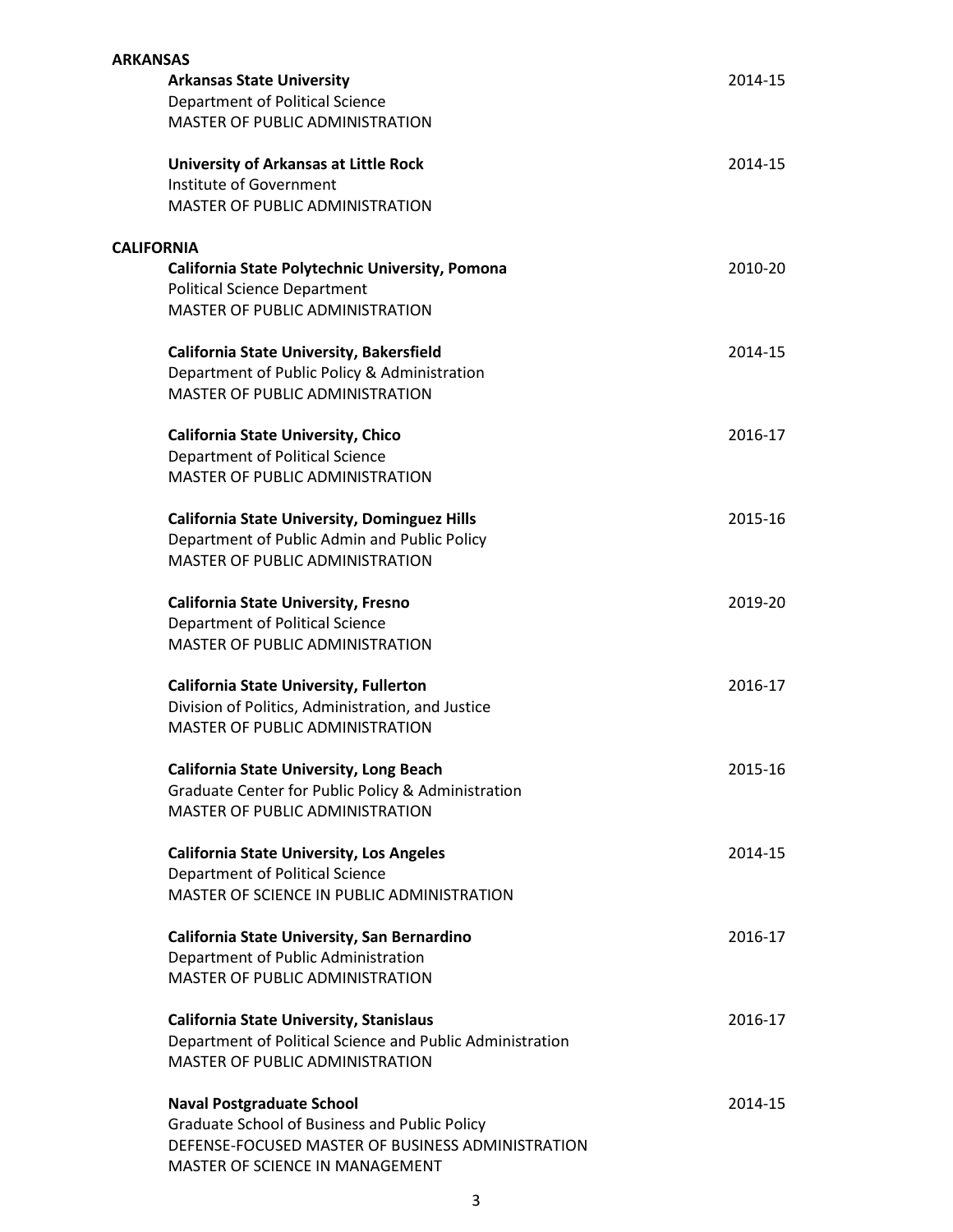## ARKANSAS

**Arkansas State University** 2014-15
Department of Political Science
MASTER OF PUBLIC ADMINISTRATION

**University of Arkansas at Little Rock** 2014-15
Institute of Government
MASTER OF PUBLIC ADMINISTRATION

## CALIFORNIA

**California State Polytechnic University, Pomona** 2010-20
Political Science Department
MASTER OF PUBLIC ADMINISTRATION

**California State University, Bakersfield** 2014-15
Department of Public Policy & Administration
MASTER OF PUBLIC ADMINISTRATION

**California State University, Chico** 2016-17
Department of Political Science
MASTER OF PUBLIC ADMINISTRATION

**California State University, Dominguez Hills** 2015-16
Department of Public Admin and Public Policy
MASTER OF PUBLIC ADMINISTRATION

**California State University, Fresno** 2019-20
Department of Political Science
MASTER OF PUBLIC ADMINISTRATION

**California State University, Fullerton** 2016-17
Division of Politics, Administration, and Justice
MASTER OF PUBLIC ADMINISTRATION

**California State University, Long Beach** 2015-16
Graduate Center for Public Policy & Administration
MASTER OF PUBLIC ADMINISTRATION

**California State University, Los Angeles** 2014-15
Department of Political Science
MASTER OF SCIENCE IN PUBLIC ADMINISTRATION

**California State University, San Bernardino** 2016-17
Department of Public Administration
MASTER OF PUBLIC ADMINISTRATION

**California State University, Stanislaus** 2016-17
Department of Political Science and Public Administration
MASTER OF PUBLIC ADMINISTRATION

**Naval Postgraduate School** 2014-15
Graduate School of Business and Public Policy
DEFENSE-FOCUSED MASTER OF BUSINESS ADMINISTRATION
MASTER OF SCIENCE IN MANAGEMENT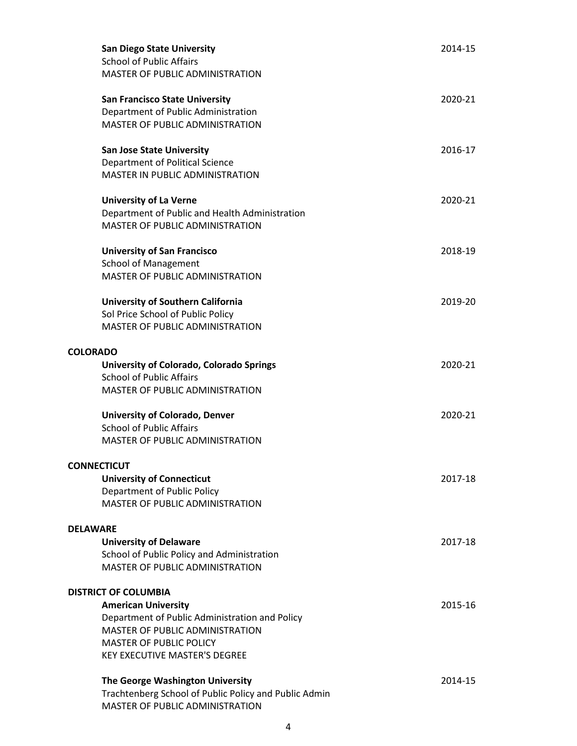**San Diego State University** 2014-15
School of Public Affairs
MASTER OF PUBLIC ADMINISTRATION

**San Francisco State University** 2020-21
Department of Public Administration
MASTER OF PUBLIC ADMINISTRATION

**San Jose State University** 2016-17
Department of Political Science
MASTER IN PUBLIC ADMINISTRATION

**University of La Verne** 2020-21
Department of Public and Health Administration
MASTER OF PUBLIC ADMINISTRATION

**University of San Francisco** 2018-19
School of Management
MASTER OF PUBLIC ADMINISTRATION

**University of Southern California** 2019-20
Sol Price School of Public Policy
MASTER OF PUBLIC ADMINISTRATION

**COLORADO**

**University of Colorado, Colorado Springs** 2020-21
School of Public Affairs
MASTER OF PUBLIC ADMINISTRATION

**University of Colorado, Denver** 2020-21
School of Public Affairs
MASTER OF PUBLIC ADMINISTRATION

**CONNECTICUT**

**University of Connecticut** 2017-18
Department of Public Policy
MASTER OF PUBLIC ADMINISTRATION

**DELAWARE**

**University of Delaware** 2017-18
School of Public Policy and Administration
MASTER OF PUBLIC ADMINISTRATION

**DISTRICT OF COLUMBIA**

**American University** 2015-16
Department of Public Administration and Policy
MASTER OF PUBLIC ADMINISTRATION
MASTER OF PUBLIC POLICY
KEY EXECUTIVE MASTER'S DEGREE

**The George Washington University** 2014-15
Trachtenberg School of Public Policy and Public Admin
MASTER OF PUBLIC ADMINISTRATION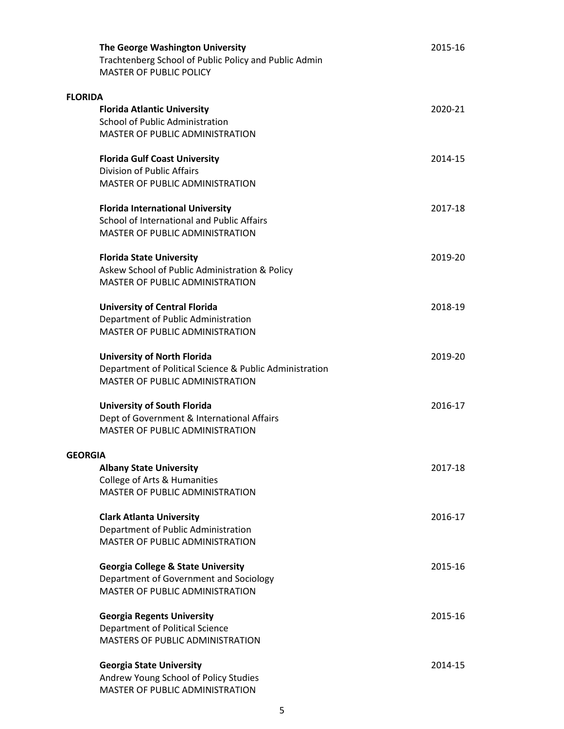**The George Washington University** 2015-16
Trachtenberg School of Public Policy and Public Admin
MASTER OF PUBLIC POLICY

## FLORIDA

**Florida Atlantic University** 2020-21
School of Public Administration
MASTER OF PUBLIC ADMINISTRATION

**Florida Gulf Coast University** 2014-15
Division of Public Affairs
MASTER OF PUBLIC ADMINISTRATION

**Florida International University** 2017-18
School of International and Public Affairs
MASTER OF PUBLIC ADMINISTRATION

**Florida State University** 2019-20
Askew School of Public Administration & Policy
MASTER OF PUBLIC ADMINISTRATION

**University of Central Florida** 2018-19
Department of Public Administration
MASTER OF PUBLIC ADMINISTRATION

**University of North Florida** 2019-20
Department of Political Science & Public Administration
MASTER OF PUBLIC ADMINISTRATION

**University of South Florida** 2016-17
Dept of Government & International Affairs
MASTER OF PUBLIC ADMINISTRATION

## GEORGIA

**Albany State University** 2017-18
College of Arts & Humanities
MASTER OF PUBLIC ADMINISTRATION

**Clark Atlanta University** 2016-17
Department of Public Administration
MASTER OF PUBLIC ADMINISTRATION

**Georgia College & State University** 2015-16
Department of Government and Sociology
MASTER OF PUBLIC ADMINISTRATION

**Georgia Regents University** 2015-16
Department of Political Science
MASTERS OF PUBLIC ADMINISTRATION

**Georgia State University** 2014-15
Andrew Young School of Policy Studies
MASTER OF PUBLIC ADMINISTRATION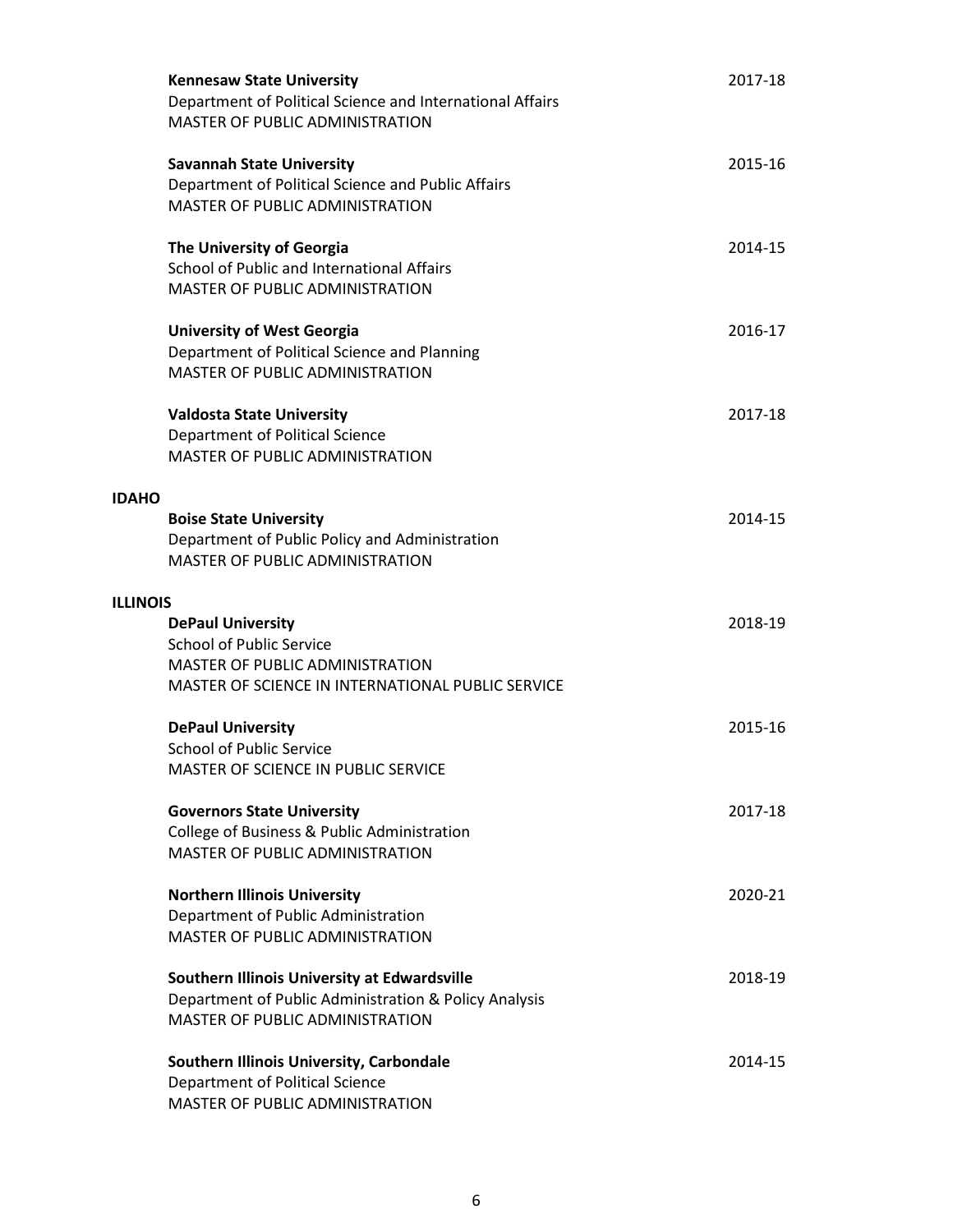**Kennesaw State University** 2017-18
Department of Political Science and International Affairs
MASTER OF PUBLIC ADMINISTRATION

**Savannah State University** 2015-16
Department of Political Science and Public Affairs
MASTER OF PUBLIC ADMINISTRATION

**The University of Georgia** 2014-15
School of Public and International Affairs
MASTER OF PUBLIC ADMINISTRATION

**University of West Georgia** 2016-17
Department of Political Science and Planning
MASTER OF PUBLIC ADMINISTRATION

**Valdosta State University** 2017-18
Department of Political Science
MASTER OF PUBLIC ADMINISTRATION

## IDAHO

**Boise State University** 2014-15
Department of Public Policy and Administration
MASTER OF PUBLIC ADMINISTRATION

## ILLINOIS

**DePaul University** 2018-19
School of Public Service
MASTER OF PUBLIC ADMINISTRATION
MASTER OF SCIENCE IN INTERNATIONAL PUBLIC SERVICE

**DePaul University** 2015-16
School of Public Service
MASTER OF SCIENCE IN PUBLIC SERVICE

**Governors State University** 2017-18
College of Business & Public Administration
MASTER OF PUBLIC ADMINISTRATION

**Northern Illinois University** 2020-21
Department of Public Administration
MASTER OF PUBLIC ADMINISTRATION

**Southern Illinois University at Edwardsville** 2018-19
Department of Public Administration & Policy Analysis
MASTER OF PUBLIC ADMINISTRATION

**Southern Illinois University, Carbondale** 2014-15
Department of Political Science
MASTER OF PUBLIC ADMINISTRATION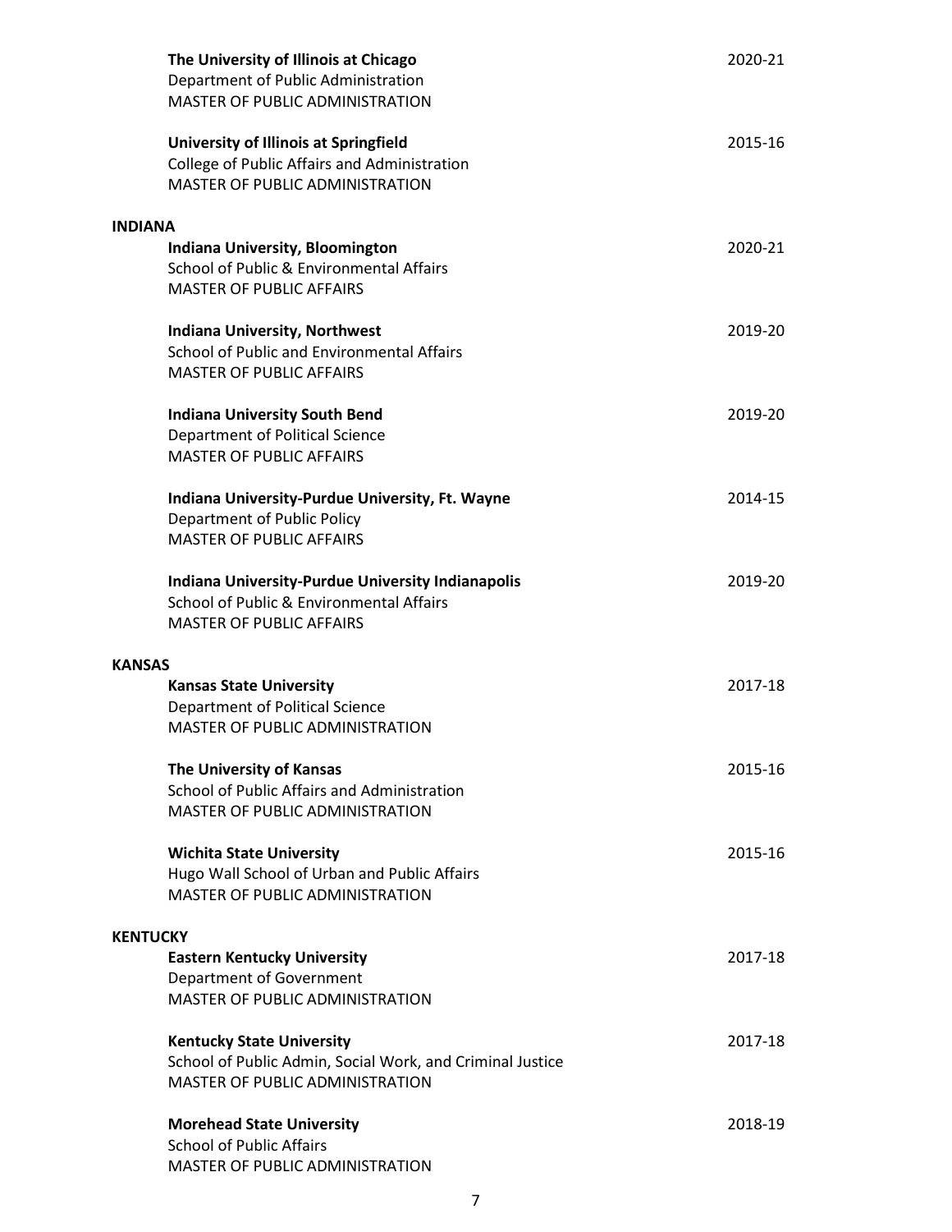**The University of Illinois at Chicago** 2020-21
Department of Public Administration
MASTER OF PUBLIC ADMINISTRATION

**University of Illinois at Springfield** 2015-16
College of Public Affairs and Administration
MASTER OF PUBLIC ADMINISTRATION

## INDIANA

**Indiana University, Bloomington** 2020-21
School of Public & Environmental Affairs
MASTER OF PUBLIC AFFAIRS

**Indiana University, Northwest** 2019-20
School of Public and Environmental Affairs
MASTER OF PUBLIC AFFAIRS

**Indiana University South Bend** 2019-20
Department of Political Science
MASTER OF PUBLIC AFFAIRS

**Indiana University-Purdue University, Ft. Wayne** 2014-15
Department of Public Policy
MASTER OF PUBLIC AFFAIRS

**Indiana University-Purdue University Indianapolis** 2019-20
School of Public & Environmental Affairs
MASTER OF PUBLIC AFFAIRS

## KANSAS

**Kansas State University** 2017-18
Department of Political Science
MASTER OF PUBLIC ADMINISTRATION

**The University of Kansas** 2015-16
School of Public Affairs and Administration
MASTER OF PUBLIC ADMINISTRATION

**Wichita State University** 2015-16
Hugo Wall School of Urban and Public Affairs
MASTER OF PUBLIC ADMINISTRATION

## KENTUCKY

**Eastern Kentucky University** 2017-18
Department of Government
MASTER OF PUBLIC ADMINISTRATION

**Kentucky State University** 2017-18
School of Public Admin, Social Work, and Criminal Justice
MASTER OF PUBLIC ADMINISTRATION

**Morehead State University** 2018-19
School of Public Affairs
MASTER OF PUBLIC ADMINISTRATION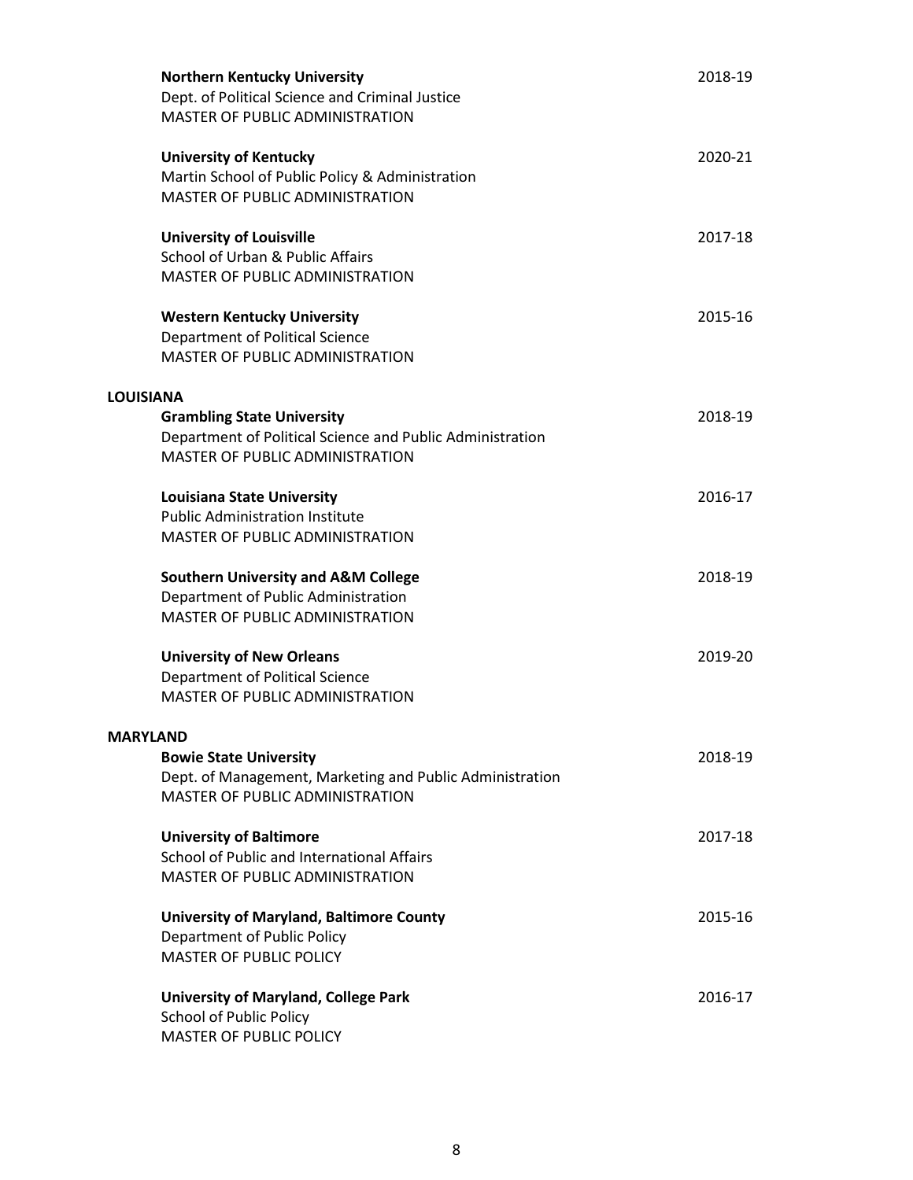**Northern Kentucky University** 2018-19
Dept. of Political Science and Criminal Justice
MASTER OF PUBLIC ADMINISTRATION

**University of Kentucky** 2020-21
Martin School of Public Policy & Administration
MASTER OF PUBLIC ADMINISTRATION

**University of Louisville** 2017-18
School of Urban & Public Affairs
MASTER OF PUBLIC ADMINISTRATION

**Western Kentucky University** 2015-16
Department of Political Science
MASTER OF PUBLIC ADMINISTRATION

## LOUISIANA

**Grambling State University** 2018-19
Department of Political Science and Public Administration
MASTER OF PUBLIC ADMINISTRATION

**Louisiana State University** 2016-17
Public Administration Institute
MASTER OF PUBLIC ADMINISTRATION

**Southern University and A&M College** 2018-19
Department of Public Administration
MASTER OF PUBLIC ADMINISTRATION

**University of New Orleans** 2019-20
Department of Political Science
MASTER OF PUBLIC ADMINISTRATION

## MARYLAND

**Bowie State University** 2018-19
Dept. of Management, Marketing and Public Administration
MASTER OF PUBLIC ADMINISTRATION

**University of Baltimore** 2017-18
School of Public and International Affairs
MASTER OF PUBLIC ADMINISTRATION

**University of Maryland, Baltimore County** 2015-16
Department of Public Policy
MASTER OF PUBLIC POLICY

**University of Maryland, College Park** 2016-17
School of Public Policy
MASTER OF PUBLIC POLICY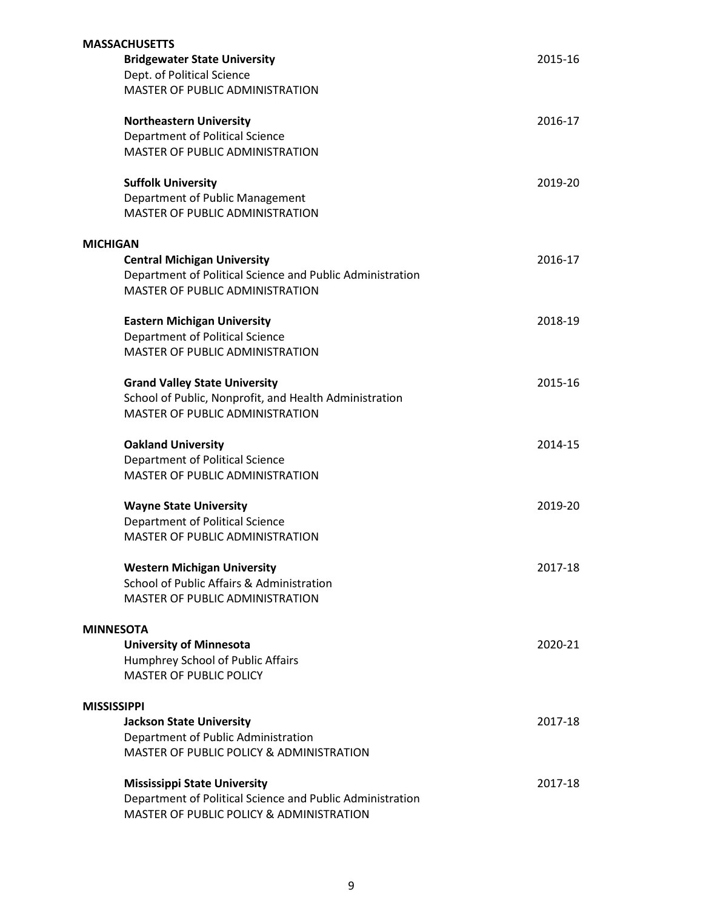## MASSACHUSETTS

**Bridgewater State University** — 2015-16
Dept. of Political Science
MASTER OF PUBLIC ADMINISTRATION

**Northeastern University** — 2016-17
Department of Political Science
MASTER OF PUBLIC ADMINISTRATION

**Suffolk University** — 2019-20
Department of Public Management
MASTER OF PUBLIC ADMINISTRATION

## MICHIGAN

**Central Michigan University** — 2016-17
Department of Political Science and Public Administration
MASTER OF PUBLIC ADMINISTRATION

**Eastern Michigan University** — 2018-19
Department of Political Science
MASTER OF PUBLIC ADMINISTRATION

**Grand Valley State University** — 2015-16
School of Public, Nonprofit, and Health Administration
MASTER OF PUBLIC ADMINISTRATION

**Oakland University** — 2014-15
Department of Political Science
MASTER OF PUBLIC ADMINISTRATION

**Wayne State University** — 2019-20
Department of Political Science
MASTER OF PUBLIC ADMINISTRATION

**Western Michigan University** — 2017-18
School of Public Affairs & Administration
MASTER OF PUBLIC ADMINISTRATION

## MINNESOTA

**University of Minnesota** — 2020-21
Humphrey School of Public Affairs
MASTER OF PUBLIC POLICY

## MISSISSIPPI

**Jackson State University** — 2017-18
Department of Public Administration
MASTER OF PUBLIC POLICY & ADMINISTRATION

**Mississippi State University** — 2017-18
Department of Political Science and Public Administration
MASTER OF PUBLIC POLICY & ADMINISTRATION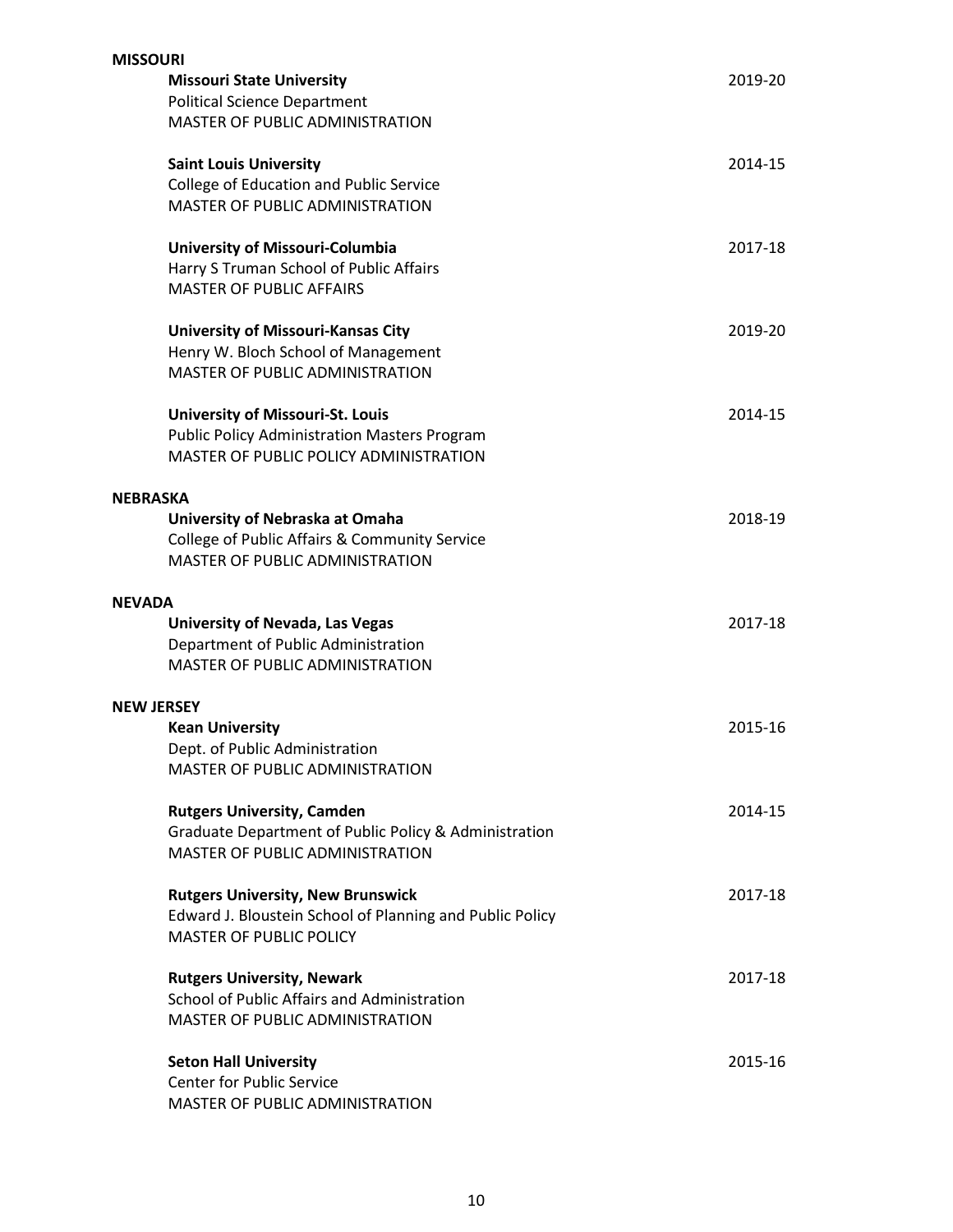**MISSOURI**

**Missouri State University** 2019-20
Political Science Department
MASTER OF PUBLIC ADMINISTRATION

**Saint Louis University** 2014-15
College of Education and Public Service
MASTER OF PUBLIC ADMINISTRATION

**University of Missouri-Columbia** 2017-18
Harry S Truman School of Public Affairs
MASTER OF PUBLIC AFFAIRS

**University of Missouri-Kansas City** 2019-20
Henry W. Bloch School of Management
MASTER OF PUBLIC ADMINISTRATION

**University of Missouri-St. Louis** 2014-15
Public Policy Administration Masters Program
MASTER OF PUBLIC POLICY ADMINISTRATION

**NEBRASKA**

**University of Nebraska at Omaha** 2018-19
College of Public Affairs & Community Service
MASTER OF PUBLIC ADMINISTRATION

**NEVADA**

**University of Nevada, Las Vegas** 2017-18
Department of Public Administration
MASTER OF PUBLIC ADMINISTRATION

**NEW JERSEY**

**Kean University** 2015-16
Dept. of Public Administration
MASTER OF PUBLIC ADMINISTRATION

**Rutgers University, Camden** 2014-15
Graduate Department of Public Policy & Administration
MASTER OF PUBLIC ADMINISTRATION

**Rutgers University, New Brunswick** 2017-18
Edward J. Bloustein School of Planning and Public Policy
MASTER OF PUBLIC POLICY

**Rutgers University, Newark** 2017-18
School of Public Affairs and Administration
MASTER OF PUBLIC ADMINISTRATION

**Seton Hall University** 2015-16
Center for Public Service
MASTER OF PUBLIC ADMINISTRATION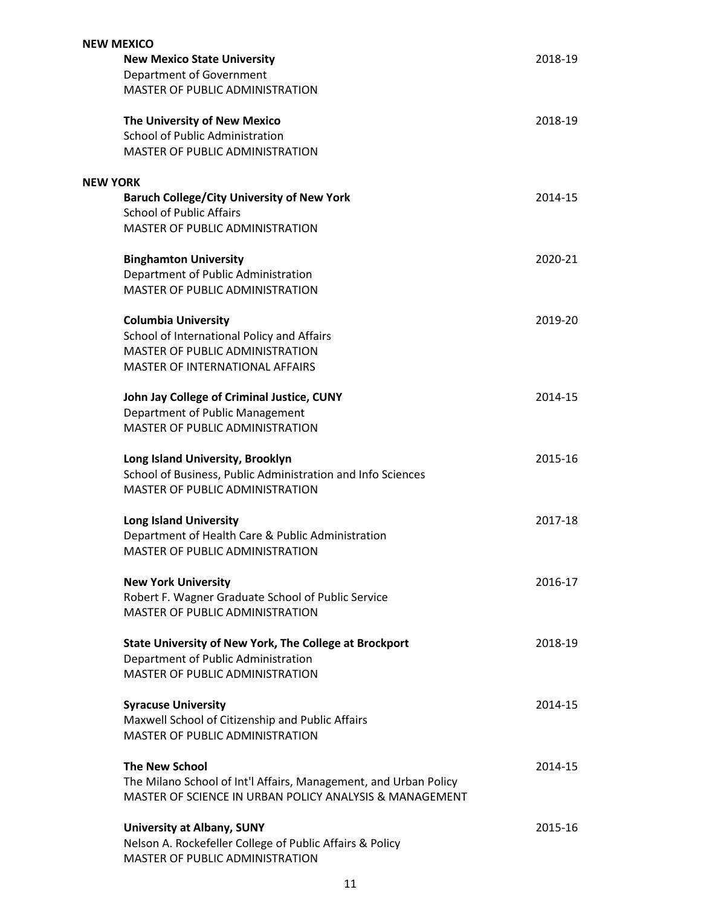**NEW MEXICO**

**New Mexico State University** 2018-19
Department of Government
MASTER OF PUBLIC ADMINISTRATION

**The University of New Mexico** 2018-19
School of Public Administration
MASTER OF PUBLIC ADMINISTRATION

**NEW YORK**

**Baruch College/City University of New York** 2014-15
School of Public Affairs
MASTER OF PUBLIC ADMINISTRATION

**Binghamton University** 2020-21
Department of Public Administration
MASTER OF PUBLIC ADMINISTRATION

**Columbia University** 2019-20
School of International Policy and Affairs
MASTER OF PUBLIC ADMINISTRATION
MASTER OF INTERNATIONAL AFFAIRS

**John Jay College of Criminal Justice, CUNY** 2014-15
Department of Public Management
MASTER OF PUBLIC ADMINISTRATION

**Long Island University, Brooklyn** 2015-16
School of Business, Public Administration and Info Sciences
MASTER OF PUBLIC ADMINISTRATION

**Long Island University** 2017-18
Department of Health Care & Public Administration
MASTER OF PUBLIC ADMINISTRATION

**New York University** 2016-17
Robert F. Wagner Graduate School of Public Service
MASTER OF PUBLIC ADMINISTRATION

**State University of New York, The College at Brockport** 2018-19
Department of Public Administration
MASTER OF PUBLIC ADMINISTRATION

**Syracuse University** 2014-15
Maxwell School of Citizenship and Public Affairs
MASTER OF PUBLIC ADMINISTRATION

**The New School** 2014-15
The Milano School of Int'l Affairs, Management, and Urban Policy
MASTER OF SCIENCE IN URBAN POLICY ANALYSIS & MANAGEMENT

**University at Albany, SUNY** 2015-16
Nelson A. Rockefeller College of Public Affairs & Policy
MASTER OF PUBLIC ADMINISTRATION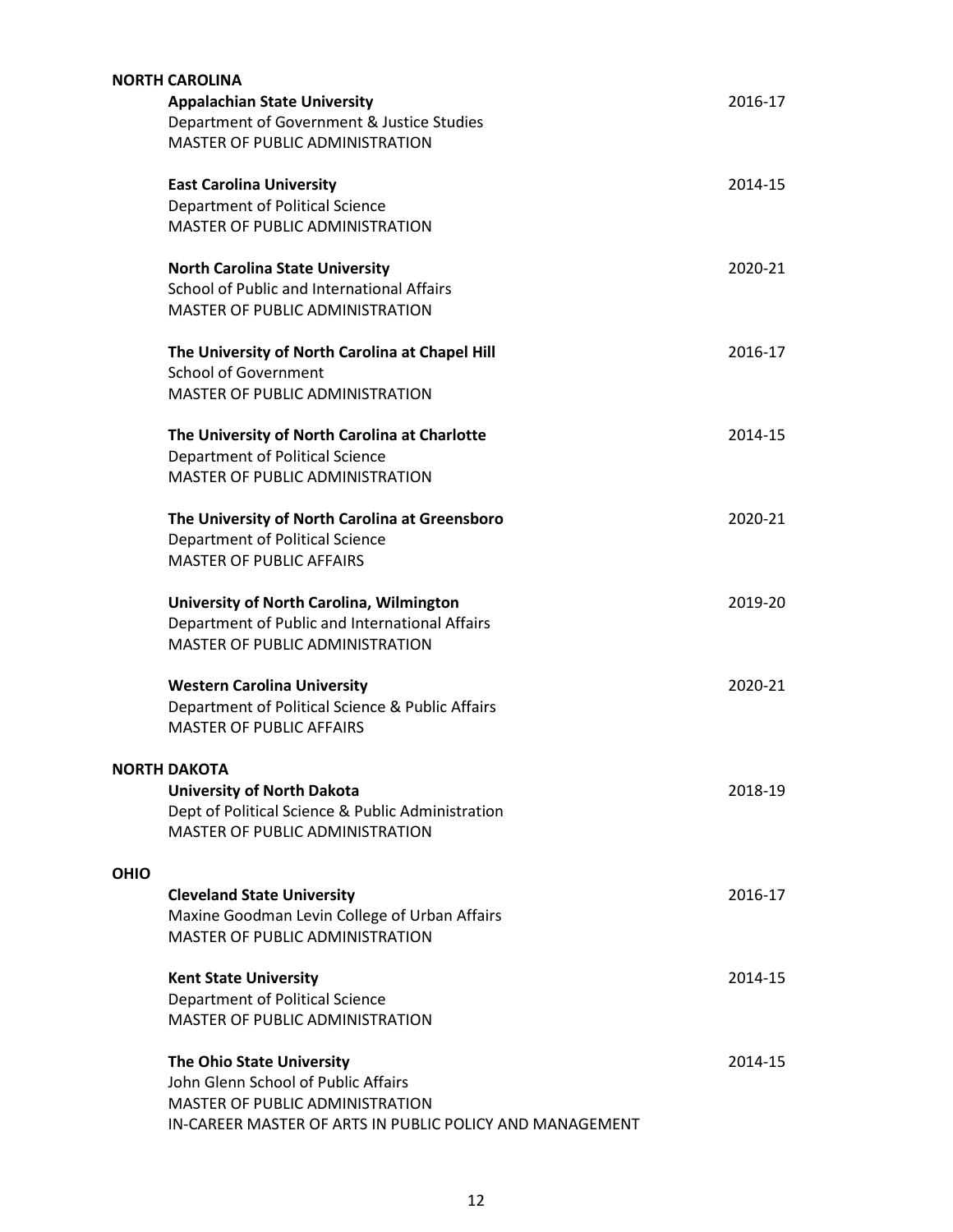## NORTH CAROLINA

**Appalachian State University** 2016-17
Department of Government & Justice Studies
MASTER OF PUBLIC ADMINISTRATION

**East Carolina University** 2014-15
Department of Political Science
MASTER OF PUBLIC ADMINISTRATION

**North Carolina State University** 2020-21
School of Public and International Affairs
MASTER OF PUBLIC ADMINISTRATION

**The University of North Carolina at Chapel Hill** 2016-17
School of Government
MASTER OF PUBLIC ADMINISTRATION

**The University of North Carolina at Charlotte** 2014-15
Department of Political Science
MASTER OF PUBLIC ADMINISTRATION

**The University of North Carolina at Greensboro** 2020-21
Department of Political Science
MASTER OF PUBLIC AFFAIRS

**University of North Carolina, Wilmington** 2019-20
Department of Public and International Affairs
MASTER OF PUBLIC ADMINISTRATION

**Western Carolina University** 2020-21
Department of Political Science & Public Affairs
MASTER OF PUBLIC AFFAIRS

## NORTH DAKOTA

**University of North Dakota** 2018-19
Dept of Political Science & Public Administration
MASTER OF PUBLIC ADMINISTRATION

## OHIO

**Cleveland State University** 2016-17
Maxine Goodman Levin College of Urban Affairs
MASTER OF PUBLIC ADMINISTRATION

**Kent State University** 2014-15
Department of Political Science
MASTER OF PUBLIC ADMINISTRATION

**The Ohio State University** 2014-15
John Glenn School of Public Affairs
MASTER OF PUBLIC ADMINISTRATION
IN-CAREER MASTER OF ARTS IN PUBLIC POLICY AND MANAGEMENT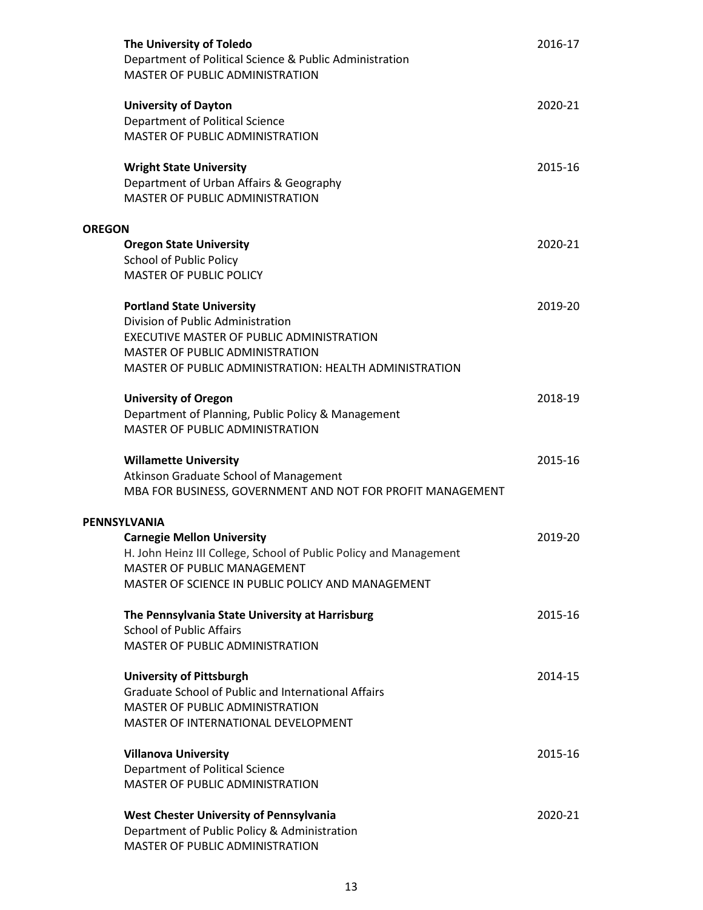**The University of Toledo** 2016-17
Department of Political Science & Public Administration
MASTER OF PUBLIC ADMINISTRATION

**University of Dayton** 2020-21
Department of Political Science
MASTER OF PUBLIC ADMINISTRATION

**Wright State University** 2015-16
Department of Urban Affairs & Geography
MASTER OF PUBLIC ADMINISTRATION

## OREGON

**Oregon State University** 2020-21
School of Public Policy
MASTER OF PUBLIC POLICY

**Portland State University** 2019-20
Division of Public Administration
EXECUTIVE MASTER OF PUBLIC ADMINISTRATION
MASTER OF PUBLIC ADMINISTRATION
MASTER OF PUBLIC ADMINISTRATION: HEALTH ADMINISTRATION

**University of Oregon** 2018-19
Department of Planning, Public Policy & Management
MASTER OF PUBLIC ADMINISTRATION

**Willamette University** 2015-16
Atkinson Graduate School of Management
MBA FOR BUSINESS, GOVERNMENT AND NOT FOR PROFIT MANAGEMENT

## PENNSYLVANIA

**Carnegie Mellon University** 2019-20
H. John Heinz III College, School of Public Policy and Management
MASTER OF PUBLIC MANAGEMENT
MASTER OF SCIENCE IN PUBLIC POLICY AND MANAGEMENT

**The Pennsylvania State University at Harrisburg** 2015-16
School of Public Affairs
MASTER OF PUBLIC ADMINISTRATION

**University of Pittsburgh** 2014-15
Graduate School of Public and International Affairs
MASTER OF PUBLIC ADMINISTRATION
MASTER OF INTERNATIONAL DEVELOPMENT

**Villanova University** 2015-16
Department of Political Science
MASTER OF PUBLIC ADMINISTRATION

**West Chester University of Pennsylvania** 2020-21
Department of Public Policy & Administration
MASTER OF PUBLIC ADMINISTRATION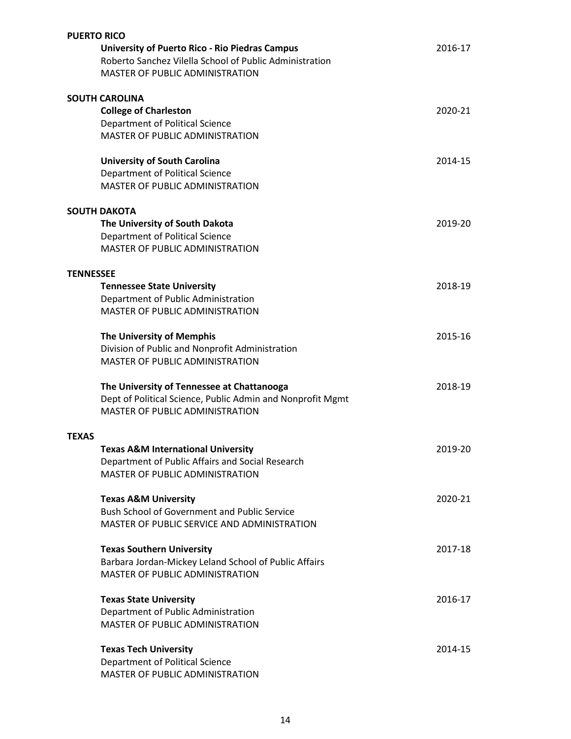## PUERTO RICO

**University of Puerto Rico - Rio Piedras Campus** 2016-17
Roberto Sanchez Vilella School of Public Administration
MASTER OF PUBLIC ADMINISTRATION

## SOUTH CAROLINA

**College of Charleston** 2020-21
Department of Political Science
MASTER OF PUBLIC ADMINISTRATION

**University of South Carolina** 2014-15
Department of Political Science
MASTER OF PUBLIC ADMINISTRATION

## SOUTH DAKOTA

**The University of South Dakota** 2019-20
Department of Political Science
MASTER OF PUBLIC ADMINISTRATION

## TENNESSEE

**Tennessee State University** 2018-19
Department of Public Administration
MASTER OF PUBLIC ADMINISTRATION

**The University of Memphis** 2015-16
Division of Public and Nonprofit Administration
MASTER OF PUBLIC ADMINISTRATION

**The University of Tennessee at Chattanooga** 2018-19
Dept of Political Science, Public Admin and Nonprofit Mgmt
MASTER OF PUBLIC ADMINISTRATION

## TEXAS

**Texas A&M International University** 2019-20
Department of Public Affairs and Social Research
MASTER OF PUBLIC ADMINISTRATION

**Texas A&M University** 2020-21
Bush School of Government and Public Service
MASTER OF PUBLIC SERVICE AND ADMINISTRATION

**Texas Southern University** 2017-18
Barbara Jordan-Mickey Leland School of Public Affairs
MASTER OF PUBLIC ADMINISTRATION

**Texas State University** 2016-17
Department of Public Administration
MASTER OF PUBLIC ADMINISTRATION

**Texas Tech University** 2014-15
Department of Political Science
MASTER OF PUBLIC ADMINISTRATION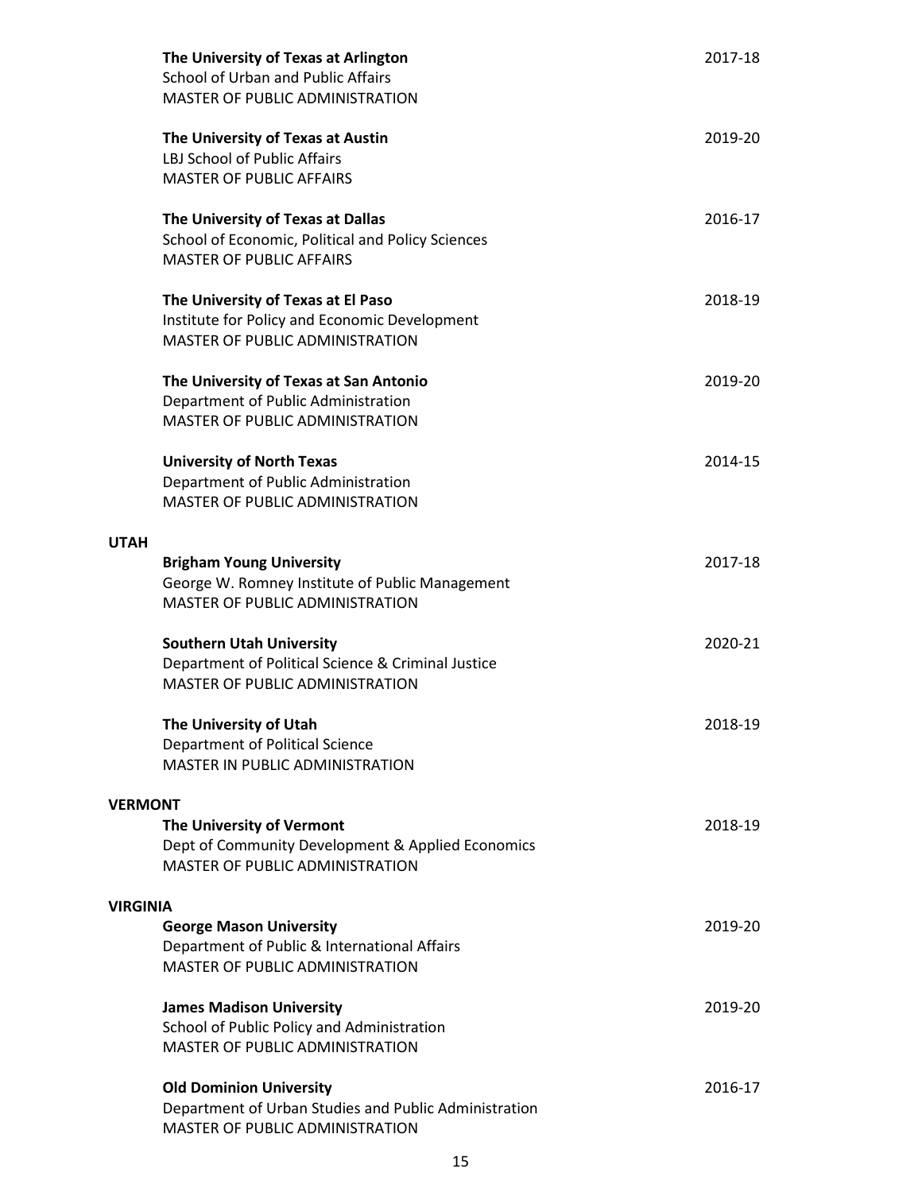**The University of Texas at Arlington** — 2017-18
School of Urban and Public Affairs
MASTER OF PUBLIC ADMINISTRATION

**The University of Texas at Austin** — 2019-20
LBJ School of Public Affairs
MASTER OF PUBLIC AFFAIRS

**The University of Texas at Dallas** — 2016-17
School of Economic, Political and Policy Sciences
MASTER OF PUBLIC AFFAIRS

**The University of Texas at El Paso** — 2018-19
Institute for Policy and Economic Development
MASTER OF PUBLIC ADMINISTRATION

**The University of Texas at San Antonio** — 2019-20
Department of Public Administration
MASTER OF PUBLIC ADMINISTRATION

**University of North Texas** — 2014-15
Department of Public Administration
MASTER OF PUBLIC ADMINISTRATION

## UTAH

**Brigham Young University** — 2017-18
George W. Romney Institute of Public Management
MASTER OF PUBLIC ADMINISTRATION

**Southern Utah University** — 2020-21
Department of Political Science & Criminal Justice
MASTER OF PUBLIC ADMINISTRATION

**The University of Utah** — 2018-19
Department of Political Science
MASTER IN PUBLIC ADMINISTRATION

## VERMONT

**The University of Vermont** — 2018-19
Dept of Community Development & Applied Economics
MASTER OF PUBLIC ADMINISTRATION

## VIRGINIA

**George Mason University** — 2019-20
Department of Public & International Affairs
MASTER OF PUBLIC ADMINISTRATION

**James Madison University** — 2019-20
School of Public Policy and Administration
MASTER OF PUBLIC ADMINISTRATION

**Old Dominion University** — 2016-17
Department of Urban Studies and Public Administration
MASTER OF PUBLIC ADMINISTRATION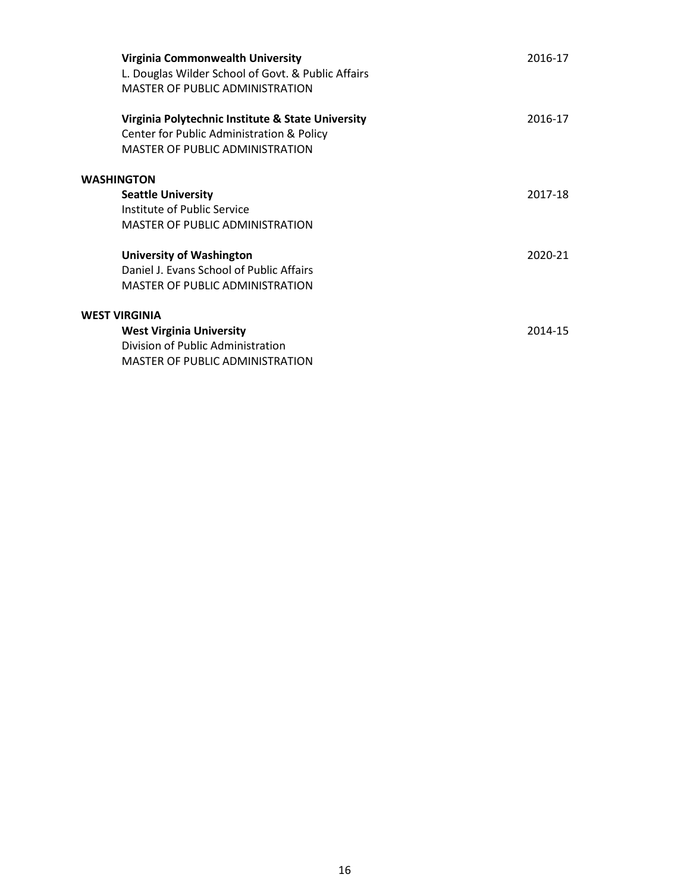**Virginia Commonwealth University** 2016-17
L. Douglas Wilder School of Govt. & Public Affairs
MASTER OF PUBLIC ADMINISTRATION

**Virginia Polytechnic Institute & State University** 2016-17
Center for Public Administration & Policy
MASTER OF PUBLIC ADMINISTRATION

**WASHINGTON**

**Seattle University** 2017-18
Institute of Public Service
MASTER OF PUBLIC ADMINISTRATION

**University of Washington** 2020-21
Daniel J. Evans School of Public Affairs
MASTER OF PUBLIC ADMINISTRATION

**WEST VIRGINIA**

**West Virginia University** 2014-15
Division of Public Administration
MASTER OF PUBLIC ADMINISTRATION